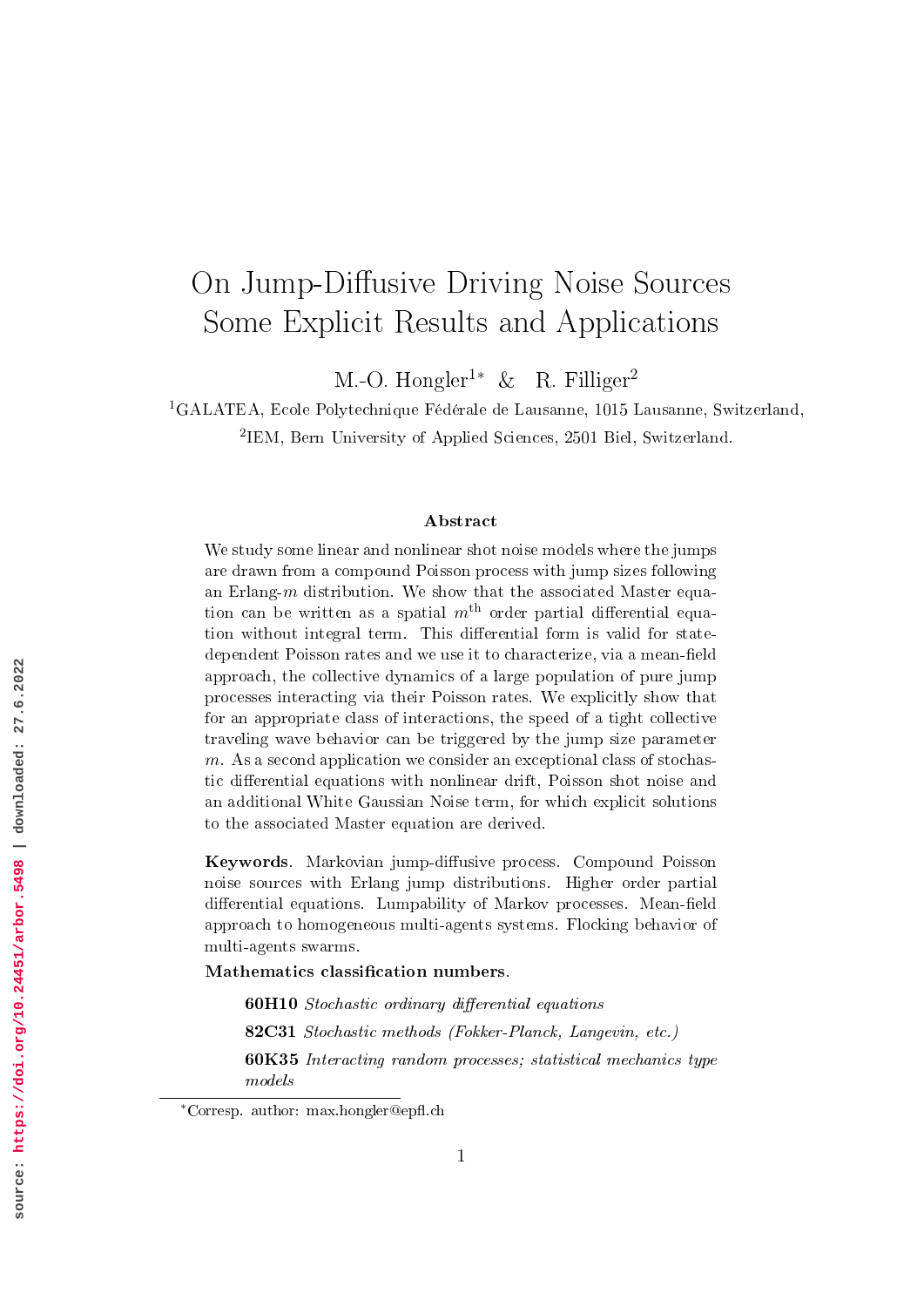# On Jump-Diffusive Driving Noise Sources Some Explicit Results and Applications

M.-O. Hongler[1*] & R. Filliger[2]

[1]GALATEA, Ecole Polytechnique Fédérale de Lausanne, 1015 Lausanne, Switzerland,

[2]IEM, Bern University of Applied Sciences, 2501 Biel, Switzerland.

### Abstract

We study some linear and nonlinear shot noise models where the jumps are drawn from a compound Poisson process with jump sizes following an Erlang-$m$ distribution. We show that the associated Master equation can be written as a spatial $m^{\text{th}}$ order partial differential equation without integral term. This differential form is valid for state-dependent Poisson rates and we use it to characterize, via a mean-field approach, the collective dynamics of a large population of pure jump processes interacting via their Poisson rates. We explicitly show that for an appropriate class of interactions, the speed of a tight collective traveling wave behavior can be triggered by the jump size parameter $m$. As a second application we consider an exceptional class of stochastic differential equations with nonlinear drift, Poisson shot noise and an additional White Gaussian Noise term, for which explicit solutions to the associated Master equation are derived.

**Keywords**. Markovian jump-diffusive process. Compound Poisson noise sources with Erlang jump distributions. Higher order partial differential equations. Lumpability of Markov processes. Mean-field approach to homogeneous multi-agents systems. Flocking behavior of multi-agents swarms.

**Mathematics classification numbers**.

**60H10** *Stochastic ordinary differential equations*

**82C31** *Stochastic methods (Fokker-Planck, Langevin, etc.)*

**60K35** *Interacting random processes; statistical mechanics type models*

[*]Corresp. author: max.hongler@epfl.ch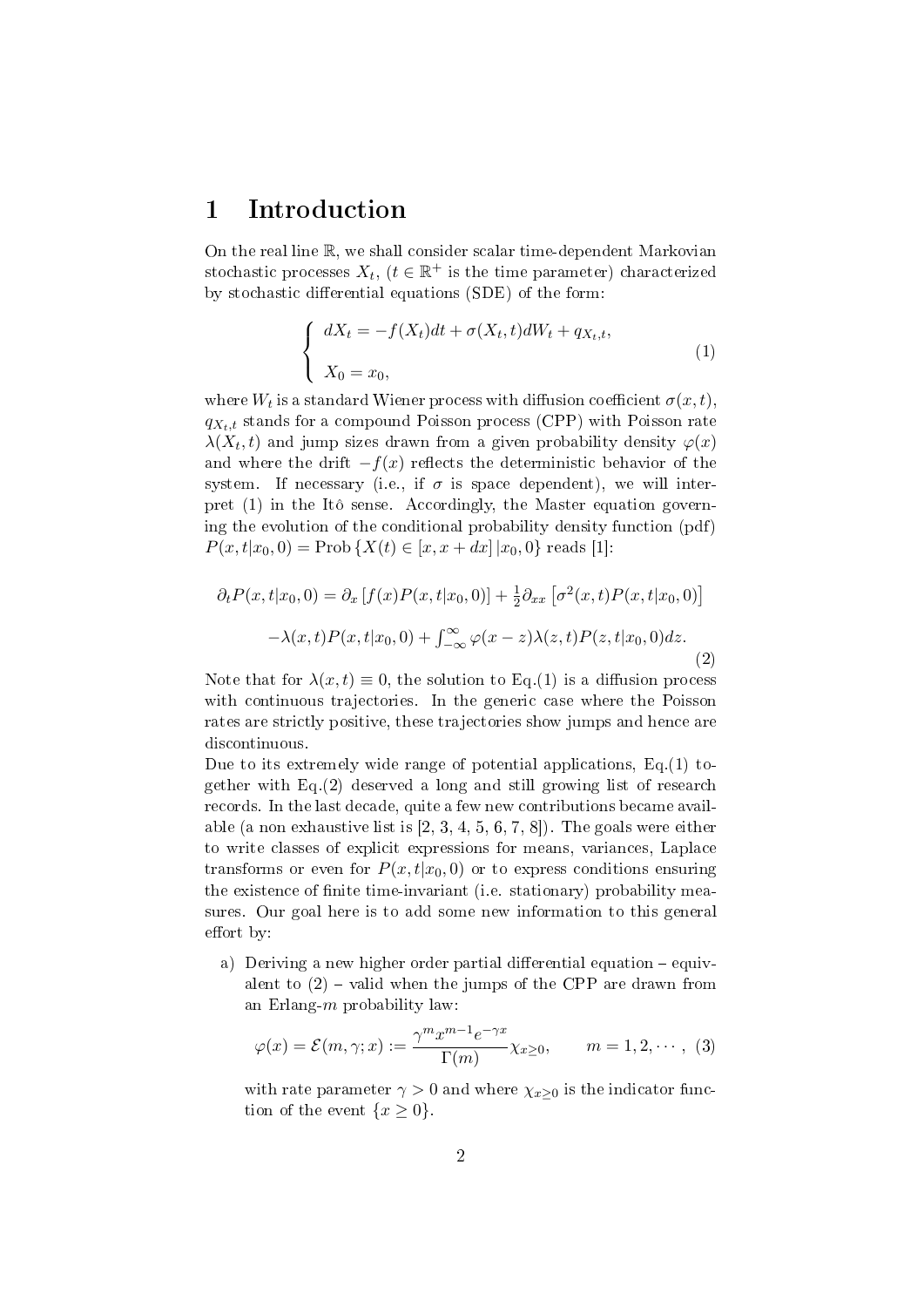# 1 Introduction

On the real line $\mathbb{R}$, we shall consider scalar time-dependent Markovian stochastic processes $X_t$, ($t \in \mathbb{R}^+$ is the time parameter) characterized by stochastic differential equations (SDE) of the form:

$$\begin{cases} dX_t = -f(X_t)dt + \sigma(X_t, t)dW_t + q_{X_t,t}, \\ \\ X_0 = x_0, \end{cases} \tag{1}$$

where $W_t$ is a standard Wiener process with diffusion coefficient $\sigma(x,t)$, $q_{X_t,t}$ stands for a compound Poisson process (CPP) with Poisson rate $\lambda(X_t, t)$ and jump sizes drawn from a given probability density $\varphi(x)$ and where the drift $-f(x)$ reflects the deterministic behavior of the system. If necessary (i.e., if $\sigma$ is space dependent), we will interpret (1) in the Itô sense. Accordingly, the Master equation governing the evolution of the conditional probability density function (pdf) $P(x,t|x_0,0) = \text{Prob}\{X(t) \in [x, x+dx]\,|x_0, 0\}$ reads [1]:

$$\partial_t P(x,t|x_0,0) = \partial_x\left[f(x)P(x,t|x_0,0)\right] + \tfrac{1}{2}\partial_{xx}\left[\sigma^2(x,t)P(x,t|x_0,0)\right]$$
$$-\lambda(x,t)P(x,t|x_0,0) + \int_{-\infty}^{\infty}\varphi(x-z)\lambda(z,t)P(z,t|x_0,0)dz. \tag{2}$$

Note that for $\lambda(x,t) \equiv 0$, the solution to Eq.(1) is a diffusion process with continuous trajectories. In the generic case where the Poisson rates are strictly positive, these trajectories show jumps and hence are discontinuous.

Due to its extremely wide range of potential applications, Eq.(1) together with Eq.(2) deserved a long and still growing list of research records. In the last decade, quite a few new contributions became available (a non exhaustive list is [2, 3, 4, 5, 6, 7, 8]). The goals were either to write classes of explicit expressions for means, variances, Laplace transforms or even for $P(x,t|x_0,0)$ or to express conditions ensuring the existence of finite time-invariant (i.e. stationary) probability measures. Our goal here is to add some new information to this general effort by:

a) Deriving a new higher order partial differential equation – equivalent to (2) – valid when the jumps of the CPP are drawn from an Erlang-$m$ probability law:

$$\varphi(x) = \mathcal{E}(m,\gamma;x) := \frac{\gamma^m x^{m-1}e^{-\gamma x}}{\Gamma(m)}\chi_{x\geq 0}, \qquad m = 1, 2, \cdots, \tag{3}$$

with rate parameter $\gamma > 0$ and where $\chi_{x\geq 0}$ is the indicator function of the event $\{x \geq 0\}$.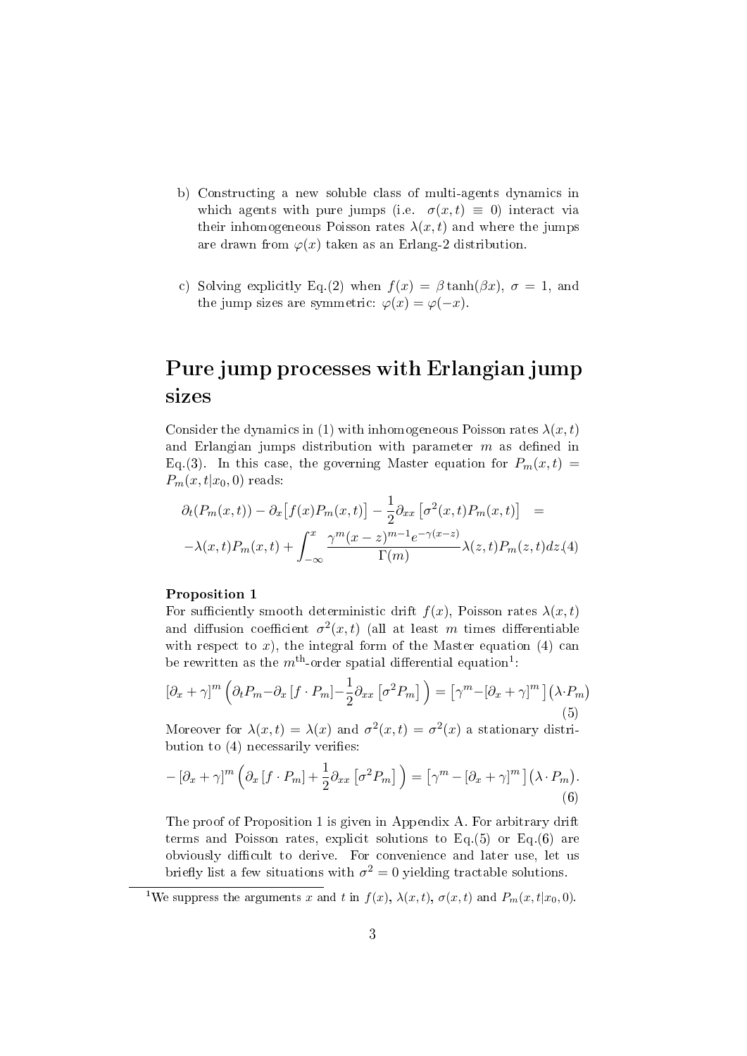b) Constructing a new soluble class of multi-agents dynamics in which agents with pure jumps (i.e. $\sigma(x,t) \equiv 0$) interact via their inhomogeneous Poisson rates $\lambda(x,t)$ and where the jumps are drawn from $\varphi(x)$ taken as an Erlang-2 distribution.

c) Solving explicitly Eq.(2) when $f(x) = \beta \tanh(\beta x)$, $\sigma = 1$, and the jump sizes are symmetric: $\varphi(x) = \varphi(-x)$.

# Pure jump processes with Erlangian jump sizes

Consider the dynamics in (1) with inhomogeneous Poisson rates $\lambda(x,t)$ and Erlangian jumps distribution with parameter $m$ as defined in Eq.(3). In this case, the governing Master equation for $P_m(x,t) = P_m(x,t|x_0,0)$ reads:

$$\partial_t(P_m(x,t)) - \partial_x\big[f(x)P_m(x,t)\big] - \frac{1}{2}\partial_{xx}\left[\sigma^2(x,t)P_m(x,t)\right] = \\ -\lambda(x,t)P_m(x,t) + \int_{-\infty}^{x} \frac{\gamma^m (x-z)^{m-1} e^{-\gamma(x-z)}}{\Gamma(m)} \lambda(z,t)P_m(z,t)dz. \quad (4)$$

**Proposition 1**
For sufficiently smooth deterministic drift $f(x)$, Poisson rates $\lambda(x,t)$ and diffusion coefficient $\sigma^2(x,t)$ (all at least $m$ times differentiable with respect to $x$), the integral form of the Master equation (4) can be rewritten as the $m^{\text{th}}$-order spatial differential equation[1]:

$$[\partial_x + \gamma]^m \left(\partial_t P_m - \partial_x\left[f \cdot P_m\right] - \frac{1}{2}\partial_{xx}\left[\sigma^2 P_m\right]\right) = \left[\gamma^m - [\partial_x + \gamma]^m\right](\lambda \cdot P_m) \quad (5)$$

Moreover for $\lambda(x,t) = \lambda(x)$ and $\sigma^2(x,t) = \sigma^2(x)$ a stationary distribution to (4) necessarily verifies:

$$-\left[\partial_x + \gamma\right]^m \left(\partial_x\left[f \cdot P_m\right] + \frac{1}{2}\partial_{xx}\left[\sigma^2 P_m\right]\right) = \left[\gamma^m - [\partial_x + \gamma]^m\right](\lambda \cdot P_m). \quad (6)$$

The proof of Proposition 1 is given in Appendix A. For arbitrary drift terms and Poisson rates, explicit solutions to Eq.(5) or Eq.(6) are obviously difficult to derive. For convenience and later use, let us briefly list a few situations with $\sigma^2 = 0$ yielding tractable solutions.

[1] We suppress the arguments $x$ and $t$ in $f(x)$, $\lambda(x,t)$, $\sigma(x,t)$ and $P_m(x,t|x_0,0)$.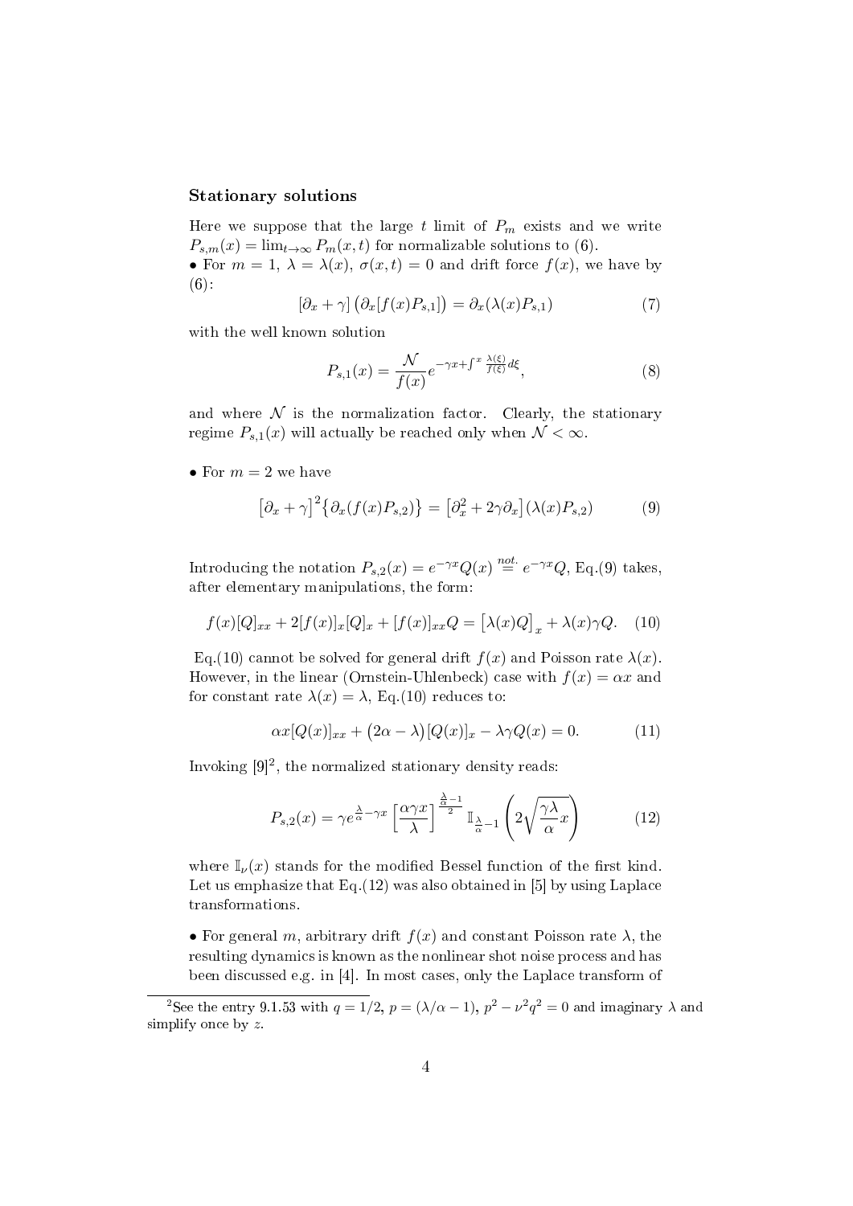### Stationary solutions

Here we suppose that the large $t$ limit of $P_m$ exists and we write $P_{s,m}(x) = \lim_{t\to\infty} P_m(x,t)$ for normalizable solutions to (6).

• For $m = 1$, $\lambda = \lambda(x)$, $\sigma(x,t) = 0$ and drift force $f(x)$, we have by (6):

$$[\partial_x + \gamma]\left(\partial_x[f(x)P_{s,1}]\right) = \partial_x(\lambda(x)P_{s,1}) \tag{7}$$

with the well known solution

$$P_{s,1}(x) = \frac{\mathcal{N}}{f(x)} e^{-\gamma x + \int^x \frac{\lambda(\xi)}{f(\xi)} d\xi}, \tag{8}$$

and where $\mathcal{N}$ is the normalization factor. Clearly, the stationary regime $P_{s,1}(x)$ will actually be reached only when $\mathcal{N} < \infty$.

• For $m = 2$ we have

$$\left[\partial_x + \gamma\right]^2 \left\{\partial_x(f(x)P_{s,2})\right\} = \left[\partial_x^2 + 2\gamma\partial_x\right](\lambda(x)P_{s,2}) \tag{9}$$

Introducing the notation $P_{s,2}(x) = e^{-\gamma x}Q(x) \overset{not.}{=} e^{-\gamma x}Q$, Eq.(9) takes, after elementary manipulations, the form:

$$f(x)[Q]_{xx} + 2[f(x)]_x[Q]_x + [f(x)]_{xx}Q = \left[\lambda(x)Q\right]_x + \lambda(x)\gamma Q. \tag{10}$$

Eq.(10) cannot be solved for general drift $f(x)$ and Poisson rate $\lambda(x)$. However, in the linear (Ornstein-Uhlenbeck) case with $f(x) = \alpha x$ and for constant rate $\lambda(x) = \lambda$, Eq.(10) reduces to:

$$\alpha x[Q(x)]_{xx} + \left(2\alpha - \lambda\right)[Q(x)]_x - \lambda\gamma Q(x) = 0. \tag{11}$$

Invoking [9][2], the normalized stationary density reads:

$$P_{s,2}(x) = \gamma e^{\frac{\lambda}{\alpha} - \gamma x} \left[\frac{\alpha\gamma x}{\lambda}\right]^{\frac{\frac{\lambda}{\alpha}-1}{2}} \mathbb{I}_{\frac{\lambda}{\alpha}-1}\left(2\sqrt{\frac{\gamma\lambda}{\alpha}x}\right) \tag{12}$$

where $\mathbb{I}_\nu(x)$ stands for the modified Bessel function of the first kind. Let us emphasize that Eq.(12) was also obtained in [5] by using Laplace transformations.

• For general $m$, arbitrary drift $f(x)$ and constant Poisson rate $\lambda$, the resulting dynamics is known as the nonlinear shot noise process and has been discussed e.g. in [4]. In most cases, only the Laplace transform of

[2] See the entry 9.1.53 with $q = 1/2$, $p = (\lambda/\alpha - 1)$, $p^2 - \nu^2 q^2 = 0$ and imaginary $\lambda$ and simplify once by $z$.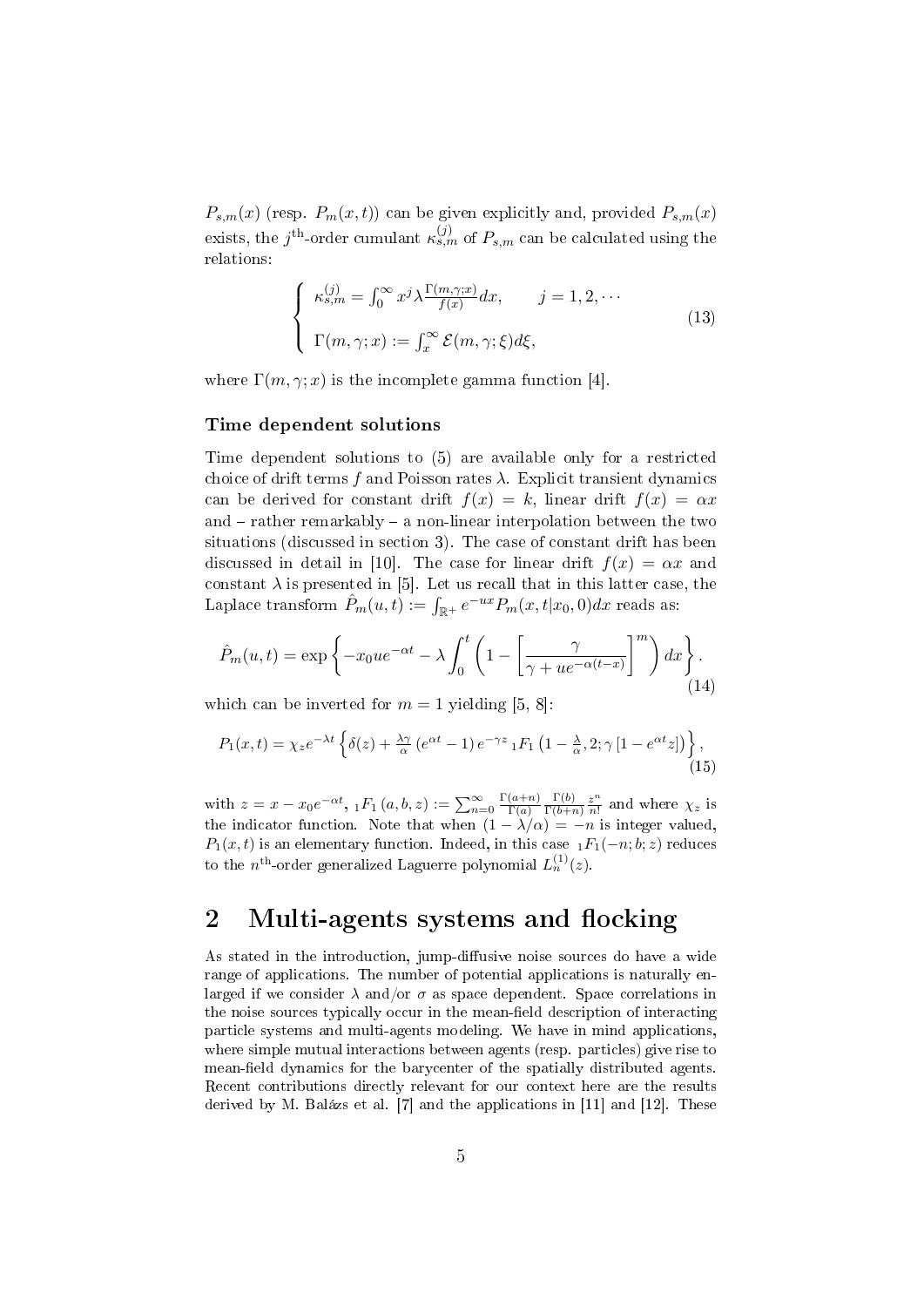$P_{s,m}(x)$ (resp. $P_m(x,t)$) can be given explicitly and, provided $P_{s,m}(x)$ exists, the $j^{\text{th}}$-order cumulant $\kappa_{s,m}^{(j)}$ of $P_{s,m}$ can be calculated using the relations:

$$
\left\{
\begin{array}{l}
\kappa_{s,m}^{(j)} = \int_0^\infty x^j \lambda \frac{\Gamma(m,\gamma;x)}{f(x)} dx, \qquad j = 1, 2, \cdots \\
\\
\Gamma(m,\gamma;x) := \int_x^\infty \mathcal{E}(m,\gamma;\xi) d\xi,
\end{array}
\right.
\tag{13}
$$

where $\Gamma(m,\gamma;x)$ is the incomplete gamma function [4].

### Time dependent solutions

Time dependent solutions to (5) are available only for a restricted choice of drift terms $f$ and Poisson rates $\lambda$. Explicit transient dynamics can be derived for constant drift $f(x) = k$, linear drift $f(x) = \alpha x$ and – rather remarkably – a non-linear interpolation between the two situations (discussed in section 3). The case of constant drift has been discussed in detail in [10]. The case for linear drift $f(x) = \alpha x$ and constant $\lambda$ is presented in [5]. Let us recall that in this latter case, the Laplace transform $\hat{P}_m(u,t) := \int_{\mathbb{R}^+} e^{-ux} P_m(x,t|x_0,0) dx$ reads as:

$$
\hat{P}_m(u,t) = \exp\left\{ -x_0 u e^{-\alpha t} - \lambda \int_0^t \left( 1 - \left[ \frac{\gamma}{\gamma + u e^{-\alpha(t-x)}} \right]^m \right) dx \right\}.
\tag{14}
$$

which can be inverted for $m = 1$ yielding [5, 8]:

$$
P_1(x,t) = \chi_z e^{-\lambda t} \left\{ \delta(z) + \tfrac{\lambda\gamma}{\alpha} \left( e^{\alpha t} - 1 \right) e^{-\gamma z} \, {}_1F_1\left( 1 - \tfrac{\lambda}{\alpha}, 2; \gamma \left[ 1 - e^{\alpha t} z \right] \right) \right\},
\tag{15}
$$

with $z = x - x_0 e^{-\alpha t}$, ${}_1F_1(a,b,z) := \sum_{n=0}^\infty \frac{\Gamma(a+n)}{\Gamma(a)} \frac{\Gamma(b)}{\Gamma(b+n)} \frac{z^n}{n!}$ and where $\chi_z$ is the indicator function. Note that when $(1 - \lambda/\alpha) = -n$ is integer valued, $P_1(x,t)$ is an elementary function. Indeed, in this case ${}_1F_1(-n;b;z)$ reduces to the $n^{\text{th}}$-order generalized Laguerre polynomial $L_n^{(1)}(z)$.

## 2 Multi-agents systems and flocking

As stated in the introduction, jump-diffusive noise sources do have a wide range of applications. The number of potential applications is naturally enlarged if we consider $\lambda$ and/or $\sigma$ as space dependent. Space correlations in the noise sources typically occur in the mean-field description of interacting particle systems and multi-agents modeling. We have in mind applications, where simple mutual interactions between agents (resp. particles) give rise to mean-field dynamics for the barycenter of the spatially distributed agents. Recent contributions directly relevant for our context here are the results derived by M. Balázs et al. [7] and the applications in [11] and [12]. These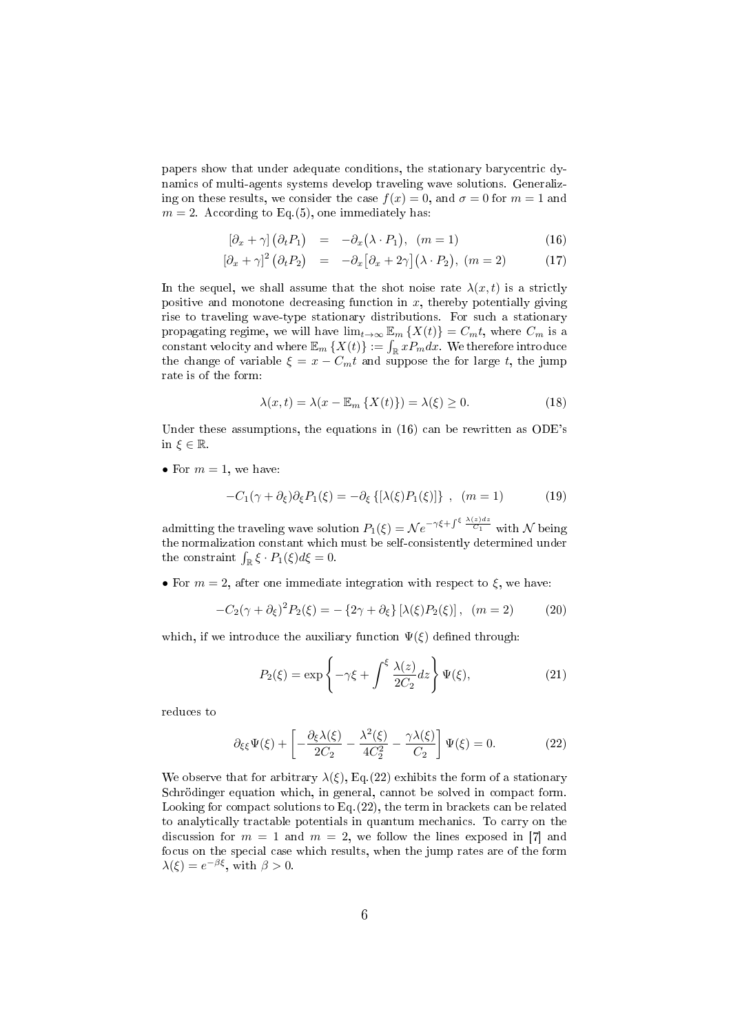papers show that under adequate conditions, the stationary barycentric dynamics of multi-agents systems develop traveling wave solutions. Generalizing on these results, we consider the case $f(x) = 0$, and $\sigma = 0$ for $m = 1$ and $m = 2$. According to Eq.(5), one immediately has:

$$
\begin{aligned}
\left[\partial_x + \gamma\right]\left(\partial_t P_1\right) &= -\partial_x\left(\lambda \cdot P_1\right), \quad (m=1) &(16)\\
\left[\partial_x + \gamma\right]^2\left(\partial_t P_2\right) &= -\partial_x\left[\partial_x + 2\gamma\right]\left(\lambda \cdot P_2\right), \ (m=2) &(17)
\end{aligned}
$$

In the sequel, we shall assume that the shot noise rate $\lambda(x,t)$ is a strictly positive and monotone decreasing function in $x$, thereby potentially giving rise to traveling wave-type stationary distributions. For such a stationary propagating regime, we will have $\lim_{t\to\infty} \mathbb{E}_m\{X(t)\} = C_m t$, where $C_m$ is a constant velocity and where $\mathbb{E}_m\{X(t)\} := \int_{\mathbb{R}} x P_m dx$. We therefore introduce the change of variable $\xi = x - C_m t$ and suppose the for large $t$, the jump rate is of the form:

$$
\lambda(x,t) = \lambda(x - \mathbb{E}_m\{X(t)\}) = \lambda(\xi) \geq 0. \tag{18}
$$

Under these assumptions, the equations in (16) can be rewritten as ODE's in $\xi \in \mathbb{R}$.

- For $m = 1$, we have:

$$
-C_1(\gamma + \partial_\xi)\partial_\xi P_1(\xi) = -\partial_\xi\left\{[\lambda(\xi)P_1(\xi)]\right\}, \quad (m=1) \tag{19}
$$

admitting the traveling wave solution $P_1(\xi) = \mathcal{N} e^{-\gamma\xi + \int^{\xi} \frac{\lambda(z)dz}{C_1}}$ with $\mathcal{N}$ being the normalization constant which must be self-consistently determined under the constraint $\int_{\mathbb{R}} \xi \cdot P_1(\xi) d\xi = 0$.

- For $m = 2$, after one immediate integration with respect to $\xi$, we have:

$$
-C_2(\gamma + \partial_\xi)^2 P_2(\xi) = -\left\{2\gamma + \partial_\xi\right\}\left[\lambda(\xi)P_2(\xi)\right], \quad (m=2) \tag{20}
$$

which, if we introduce the auxiliary function $\Psi(\xi)$ defined through:

$$
P_2(\xi) = \exp\left\{-\gamma\xi + \int^{\xi} \frac{\lambda(z)}{2C_2} dz\right\} \Psi(\xi), \tag{21}
$$

reduces to

$$
\partial_{\xi\xi}\Psi(\xi) + \left[-\frac{\partial_\xi \lambda(\xi)}{2C_2} - \frac{\lambda^2(\xi)}{4C_2^2} - \frac{\gamma\lambda(\xi)}{C_2}\right]\Psi(\xi) = 0. \tag{22}
$$

We observe that for arbitrary $\lambda(\xi)$, Eq.(22) exhibits the form of a stationary Schrödinger equation which, in general, cannot be solved in compact form. Looking for compact solutions to Eq.(22), the term in brackets can be related to analytically tractable potentials in quantum mechanics. To carry on the discussion for $m = 1$ and $m = 2$, we follow the lines exposed in [7] and focus on the special case which results, when the jump rates are of the form $\lambda(\xi) = e^{-\beta\xi}$, with $\beta > 0$.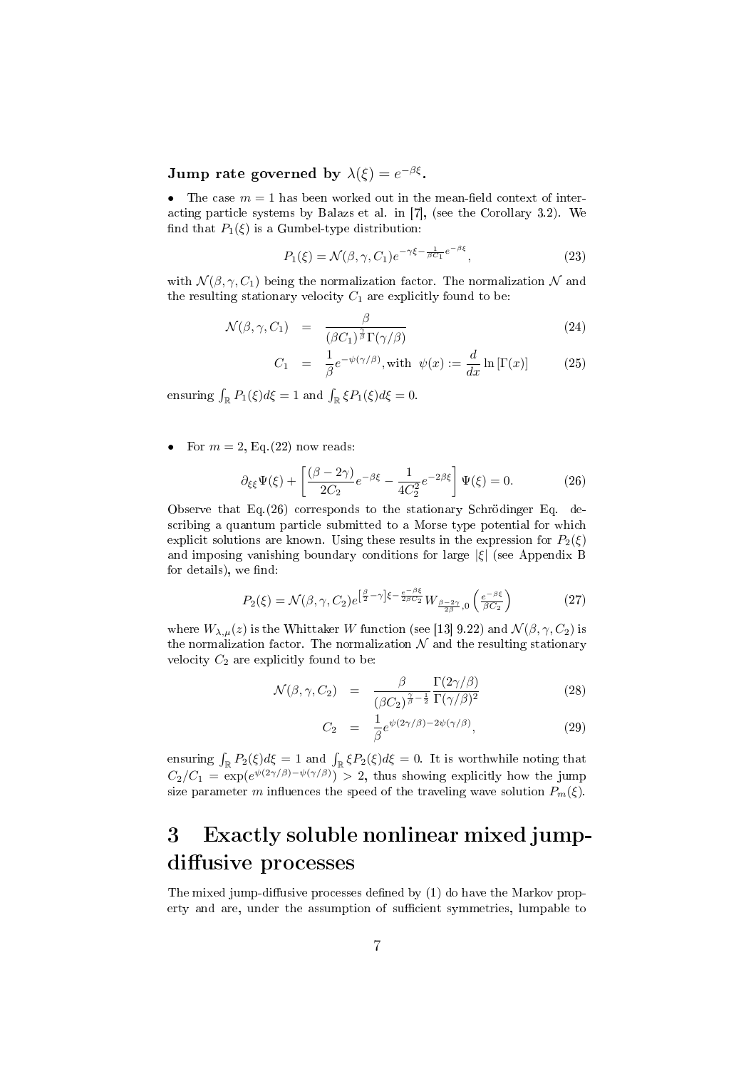**Jump rate governed by $\lambda(\xi) = e^{-\beta\xi}$.**

- The case $m = 1$ has been worked out in the mean-field context of interacting particle systems by Balazs et al. in [7], (see the Corollary 3.2). We find that $P_1(\xi)$ is a Gumbel-type distribution:

$$P_1(\xi) = \mathcal{N}(\beta, \gamma, C_1) e^{-\gamma\xi - \frac{1}{\beta C_1} e^{-\beta\xi}}, \tag{23}$$

with $\mathcal{N}(\beta, \gamma, C_1)$ being the normalization factor. The normalization $\mathcal{N}$ and the resulting stationary velocity $C_1$ are explicitly found to be:

$$\mathcal{N}(\beta, \gamma, C_1) = \frac{\beta}{(\beta C_1)^{\frac{\gamma}{\beta}} \Gamma(\gamma/\beta)} \tag{24}$$

$$C_1 = \frac{1}{\beta} e^{-\psi(\gamma/\beta)}, \text{with } \psi(x) := \frac{d}{dx} \ln[\Gamma(x)] \tag{25}$$

ensuring $\int_{\mathbb{R}} P_1(\xi) d\xi = 1$ and $\int_{\mathbb{R}} \xi P_1(\xi) d\xi = 0$.

- For $m = 2$, Eq.(22) now reads:

$$\partial_{\xi\xi} \Psi(\xi) + \left[ \frac{(\beta - 2\gamma)}{2C_2} e^{-\beta\xi} - \frac{1}{4C_2^2} e^{-2\beta\xi} \right] \Psi(\xi) = 0. \tag{26}$$

Observe that Eq.(26) corresponds to the stationary Schrödinger Eq. describing a quantum particle submitted to a Morse type potential for which explicit solutions are known. Using these results in the expression for $P_2(\xi)$ and imposing vanishing boundary conditions for large $|\xi|$ (see Appendix B for details), we find:

$$P_2(\xi) = \mathcal{N}(\beta, \gamma, C_2) e^{\left[\frac{\beta}{2} - \gamma\right]\xi - \frac{e^{-\beta\xi}}{2\beta C_2}} W_{\frac{\beta - 2\gamma}{2\beta}, 0} \left( \frac{e^{-\beta\xi}}{\beta C_2} \right) \tag{27}$$

where $W_{\lambda,\mu}(z)$ is the Whittaker W function (see [13] 9.22) and $\mathcal{N}(\beta, \gamma, C_2)$ is the normalization factor. The normalization $\mathcal{N}$ and the resulting stationary velocity $C_2$ are explicitly found to be:

$$\mathcal{N}(\beta, \gamma, C_2) = \frac{\beta}{(\beta C_2)^{\frac{\gamma}{\beta} - \frac{1}{2}}} \frac{\Gamma(2\gamma/\beta)}{\Gamma(\gamma/\beta)^2} \tag{28}$$

$$C_2 = \frac{1}{\beta} e^{\psi(2\gamma/\beta) - 2\psi(\gamma/\beta)}, \tag{29}$$

ensuring $\int_{\mathbb{R}} P_2(\xi) d\xi = 1$ and $\int_{\mathbb{R}} \xi P_2(\xi) d\xi = 0$. It is worthwhile noting that $C_2/C_1 = \exp(e^{\psi(2\gamma/\beta) - \psi(\gamma/\beta)}) > 2$, thus showing explicitly how the jump size parameter $m$ influences the speed of the traveling wave solution $P_m(\xi)$.

# 3 Exactly soluble nonlinear mixed jump-diffusive processes

The mixed jump-diffusive processes defined by (1) do have the Markov property and are, under the assumption of sufficient symmetries, lumpable to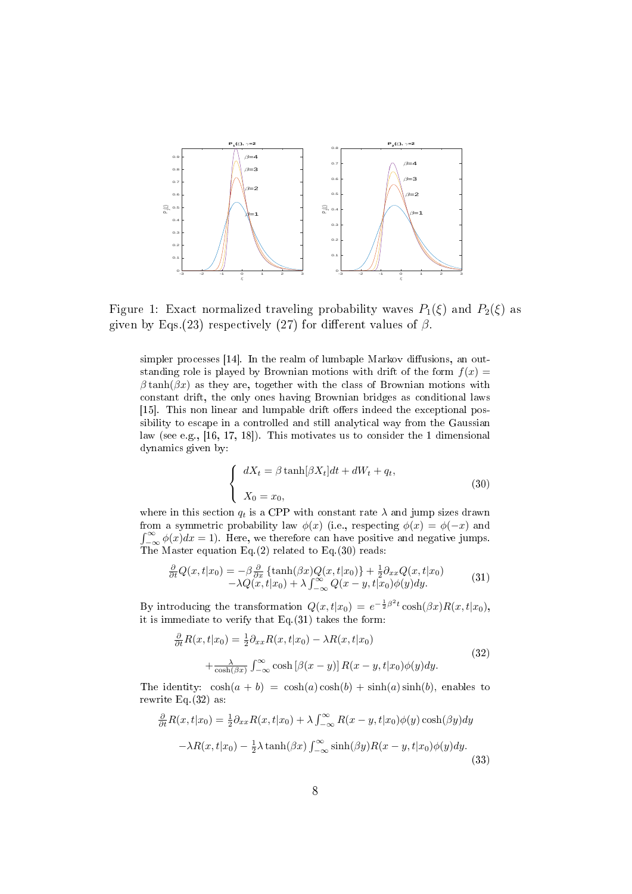Figure 1: Exact normalized traveling probability waves $P_1(\xi)$ and $P_2(\xi)$ as given by Eqs.(23) respectively (27) for different values of $\beta$.

simpler processes [14]. In the realm of lumbaple Markov diffusions, an outstanding role is played by Brownian motions with drift of the form $f(x) = \beta \tanh(\beta x)$ as they are, together with the class of Brownian motions with constant drift, the only ones having Brownian bridges as conditional laws [15]. This non linear and lumpable drift offers indeed the exceptional possibility to escape in a controlled and still analytical way from the Gaussian law (see e.g., [16, 17, 18]). This motivates us to consider the 1 dimensional dynamics given by:

$$
\begin{cases}
dX_t = \beta \tanh[\beta X_t] dt + dW_t + q_t, \\
\\
X_0 = x_0,
\end{cases}
\tag{30}
$$

where in this section $q_t$ is a CPP with constant rate $\lambda$ and jump sizes drawn from a symmetric probability law $\phi(x)$ (i.e., respecting $\phi(x) = \phi(-x)$ and $\int_{-\infty}^{\infty} \phi(x) dx = 1$). Here, we therefore can have positive and negative jumps. The Master equation Eq.(2) related to Eq.(30) reads:

$$
\begin{aligned}
\frac{\partial}{\partial t} Q(x,t|x_0) = & -\beta \frac{\partial}{\partial x} \left\{ \tanh(\beta x) Q(x,t|x_0) \right\} + \frac{1}{2} \partial_{xx} Q(x,t|x_0) \\
& -\lambda Q(x,t|x_0) + \lambda \int_{-\infty}^{\infty} Q(x-y,t|x_0) \phi(y) dy.
\end{aligned}
\tag{31}
$$

By introducing the transformation $Q(x,t|x_0) = e^{-\frac{1}{2}\beta^2 t} \cosh(\beta x) R(x,t|x_0)$, it is immediate to verify that Eq.(31) takes the form:

$$
\begin{aligned}
\frac{\partial}{\partial t} R(x,t|x_0) = & \frac{1}{2} \partial_{xx} R(x,t|x_0) - \lambda R(x,t|x_0) \\
& + \frac{\lambda}{\cosh(\beta x)} \int_{-\infty}^{\infty} \cosh\left[\beta(x-y)\right] R(x-y,t|x_0) \phi(y) dy.
\end{aligned}
\tag{32}
$$

The identity: $\cosh(a+b) = \cosh(a)\cosh(b) + \sinh(a)\sinh(b)$, enables to rewrite Eq.(32) as:

$$
\begin{aligned}
\frac{\partial}{\partial t} R(x,t|x_0) = & \frac{1}{2} \partial_{xx} R(x,t|x_0) + \lambda \int_{-\infty}^{\infty} R(x-y,t|x_0) \phi(y) \cosh(\beta y) dy \\
& -\lambda R(x,t|x_0) - \frac{1}{2} \lambda \tanh(\beta x) \int_{-\infty}^{\infty} \sinh(\beta y) R(x-y,t|x_0) \phi(y) dy.
\end{aligned}
\tag{33}
$$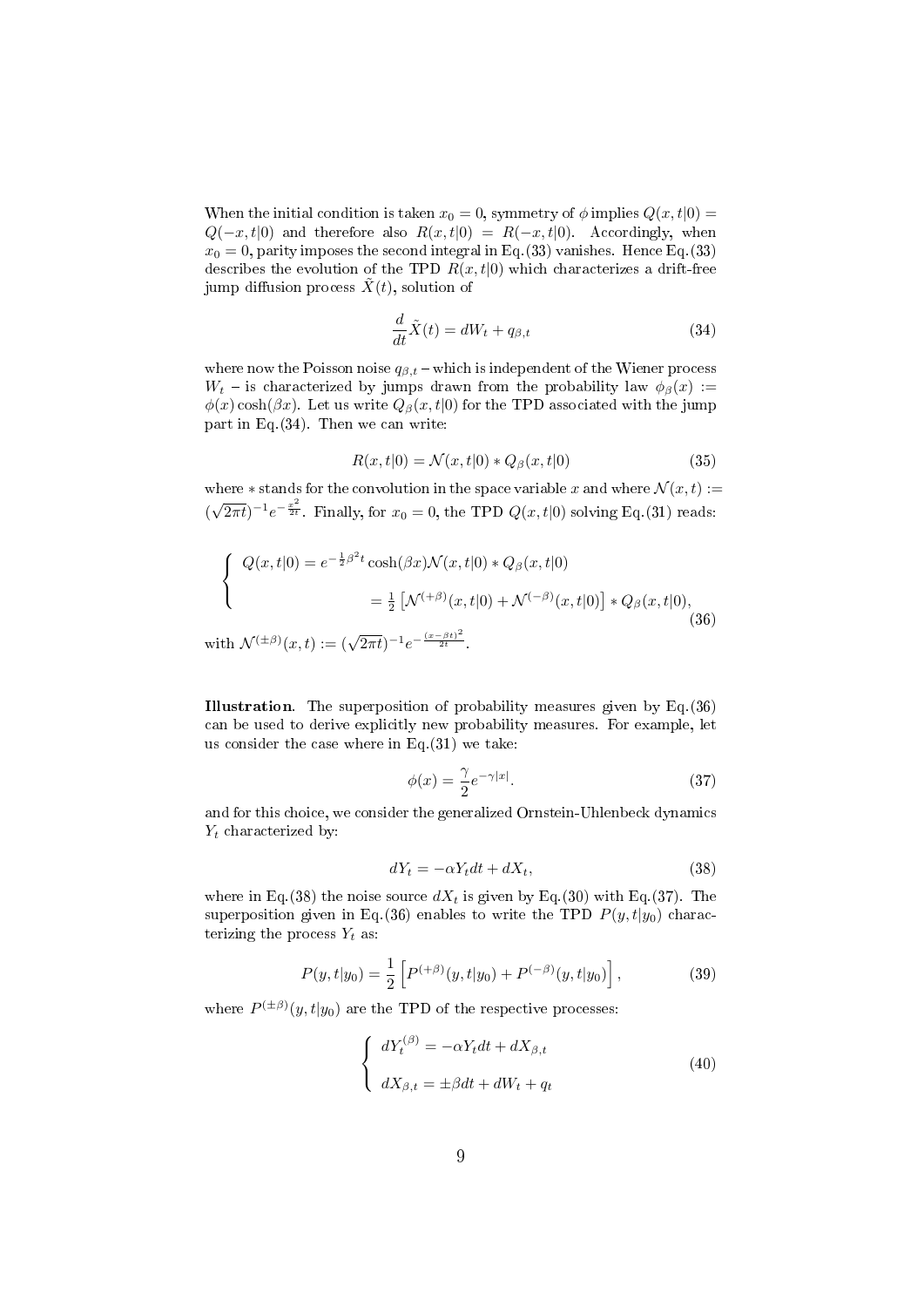When the initial condition is taken $x_0 = 0$, symmetry of $\phi$ implies $Q(x, t|0) = Q(-x, t|0)$ and therefore also $R(x, t|0) = R(-x, t|0)$. Accordingly, when $x_0 = 0$, parity imposes the second integral in Eq.(33) vanishes. Hence Eq.(33) describes the evolution of the TPD $R(x, t|0)$ which characterizes a drift-free jump diffusion process $\tilde{X}(t)$, solution of

$$\frac{d}{dt}\tilde{X}(t) = dW_t + q_{\beta,t} \tag{34}$$

where now the Poisson noise $q_{\beta,t}$ – which is independent of the Wiener process $W_t$ – is characterized by jumps drawn from the probability law $\phi_\beta(x) := \phi(x)\cosh(\beta x)$. Let us write $Q_\beta(x, t|0)$ for the TPD associated with the jump part in Eq.(34). Then we can write:

$$R(x, t|0) = \mathcal{N}(x, t|0) * Q_\beta(x, t|0) \tag{35}$$

where $*$ stands for the convolution in the space variable $x$ and where $\mathcal{N}(x, t) := (\sqrt{2\pi t})^{-1} e^{-\frac{x^2}{2t}}$. Finally, for $x_0 = 0$, the TPD $Q(x, t|0)$ solving Eq.(31) reads:

$$\left\{ \begin{array}{l} Q(x, t|0) = e^{-\frac{1}{2}\beta^2 t}\cosh(\beta x)\mathcal{N}(x, t|0) * Q_\beta(x, t|0) \\[2ex] \qquad\qquad\quad = \frac{1}{2}\left[\mathcal{N}^{(+\beta)}(x, t|0) + \mathcal{N}^{(-\beta)}(x, t|0)\right] * Q_\beta(x, t|0), \end{array} \right. \tag{36}$$

with $\mathcal{N}^{(\pm\beta)}(x, t) := (\sqrt{2\pi t})^{-1} e^{-\frac{(x-\beta t)^2}{2t}}$.

**Illustration**. The superposition of probability measures given by Eq.(36) can be used to derive explicitly new probability measures. For example, let us consider the case where in Eq.(31) we take:

$$\phi(x) = \frac{\gamma}{2} e^{-\gamma|x|}. \tag{37}$$

and for this choice, we consider the generalized Ornstein-Uhlenbeck dynamics $Y_t$ characterized by:

$$dY_t = -\alpha Y_t dt + dX_t, \tag{38}$$

where in Eq.(38) the noise source $dX_t$ is given by Eq.(30) with Eq.(37). The superposition given in Eq.(36) enables to write the TPD $P(y, t|y_0)$ characterizing the process $Y_t$ as:

$$P(y, t|y_0) = \frac{1}{2}\left[P^{(+\beta)}(y, t|y_0) + P^{(-\beta)}(y, t|y_0)\right], \tag{39}$$

where $P^{(\pm\beta)}(y, t|y_0)$ are the TPD of the respective processes:

$$\left\{ \begin{array}{l} dY_t^{(\beta)} = -\alpha Y_t dt + dX_{\beta,t} \\[2ex] dX_{\beta,t} = \pm\beta dt + dW_t + q_t \end{array} \right. \tag{40}$$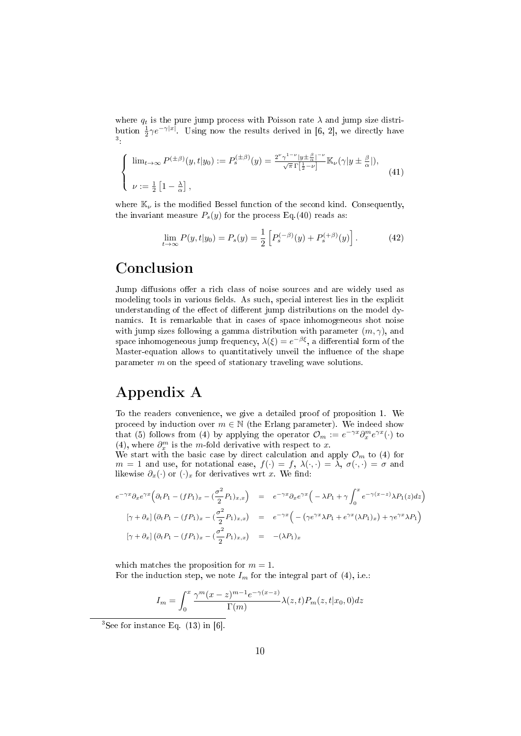where $q_t$ is the pure jump process with Poisson rate $\lambda$ and jump size distribution $\frac{1}{2}\gamma e^{-\gamma|x|}$. Using now the results derived in [6, 2], we directly have [3]:

$$
\begin{cases}
\lim_{t\to\infty} P^{(\pm\beta)}(y,t|y_0) := P_s^{(\pm\beta)}(y) = \frac{2^\nu \gamma^{1-\nu} |y \pm \frac{\beta}{\alpha}|^{-\nu}}{\sqrt{\pi}\,\Gamma\left[\frac{1}{2}-\nu\right]} \mathbb{K}_\nu(\gamma|y \pm \frac{\beta}{\alpha}|), \\
\nu := \frac{1}{2}\left[1 - \frac{\lambda}{\alpha}\right],
\end{cases}
\tag{41}
$$

where $\mathbb{K}_\nu$ is the modified Bessel function of the second kind. Consequently, the invariant measure $P_s(y)$ for the process Eq.(40) reads as:

$$
\lim_{t\to\infty} P(y,t|y_0) = P_s(y) = \frac{1}{2}\left[P_s^{(-\beta)}(y) + P_s^{(+\beta)}(y)\right]. \tag{42}
$$

# Conclusion

Jump diffusions offer a rich class of noise sources and are widely used as modeling tools in various fields. As such, special interest lies in the explicit understanding of the effect of different jump distributions on the model dynamics. It is remarkable that in cases of space inhomogeneous shot noise with jump sizes following a gamma distribution with parameter $(m,\gamma)$, and space inhomogeneous jump frequency, $\lambda(\xi) = e^{-\beta\xi}$, a differential form of the Master-equation allows to quantitatively unveil the influence of the shape parameter $m$ on the speed of stationary traveling wave solutions.

# Appendix A

To the readers convenience, we give a detailed proof of proposition 1. We proceed by induction over $m \in \mathbb{N}$ (the Erlang parameter). We indeed show that (5) follows from (4) by applying the operator $\mathcal{O}_m := e^{-\gamma x}\partial_x^m e^{\gamma x}(\cdot)$ to (4), where $\partial_x^m$ is the $m$-fold derivative with respect to $x$.
We start with the basic case by direct calculation and apply $\mathcal{O}_m$ to (4) for $m=1$ and use, for notational ease, $f(\cdot) = f$, $\lambda(\cdot,\cdot) = \lambda$, $\sigma(\cdot,\cdot) = \sigma$ and likewise $\partial_x(\cdot)$ or $(\cdot)_x$ for derivatives wrt $x$. We find:

$$
\begin{aligned}
e^{-\gamma x}\partial_x e^{\gamma x}\Big(\partial_t P_1 - (fP_1)_x - (\frac{\sigma^2}{2}P_1)_{x,x}\Big) &= e^{-\gamma x}\partial_x e^{\gamma x}\Big(-\lambda P_1 + \gamma\int_0^x e^{-\gamma(x-z)}\lambda P_1(z)dz\Big) \\
[\gamma + \partial_x]\left(\partial_t P_1 - (fP_1)_x - (\frac{\sigma^2}{2}P_1)_{x,x}\right) &= e^{-\gamma x}\Big(-\left(\gamma e^{\gamma x}\lambda P_1 + e^{\gamma x}(\lambda P_1)_x\right) + \gamma e^{\gamma x}\lambda P_1\Big) \\
[\gamma + \partial_x]\left(\partial_t P_1 - (fP_1)_x - (\frac{\sigma^2}{2}P_1)_{x,x}\right) &= -(\lambda P_1)_x
\end{aligned}
$$

which matches the proposition for $m=1$.
For the induction step, we note $I_m$ for the integral part of (4), i.e.:

$$
I_m = \int_0^x \frac{\gamma^m (x-z)^{m-1} e^{-\gamma(x-z)}}{\Gamma(m)} \lambda(z,t) P_m(z,t|x_0,0)dz
$$

[3] See for instance Eq. (13) in [6].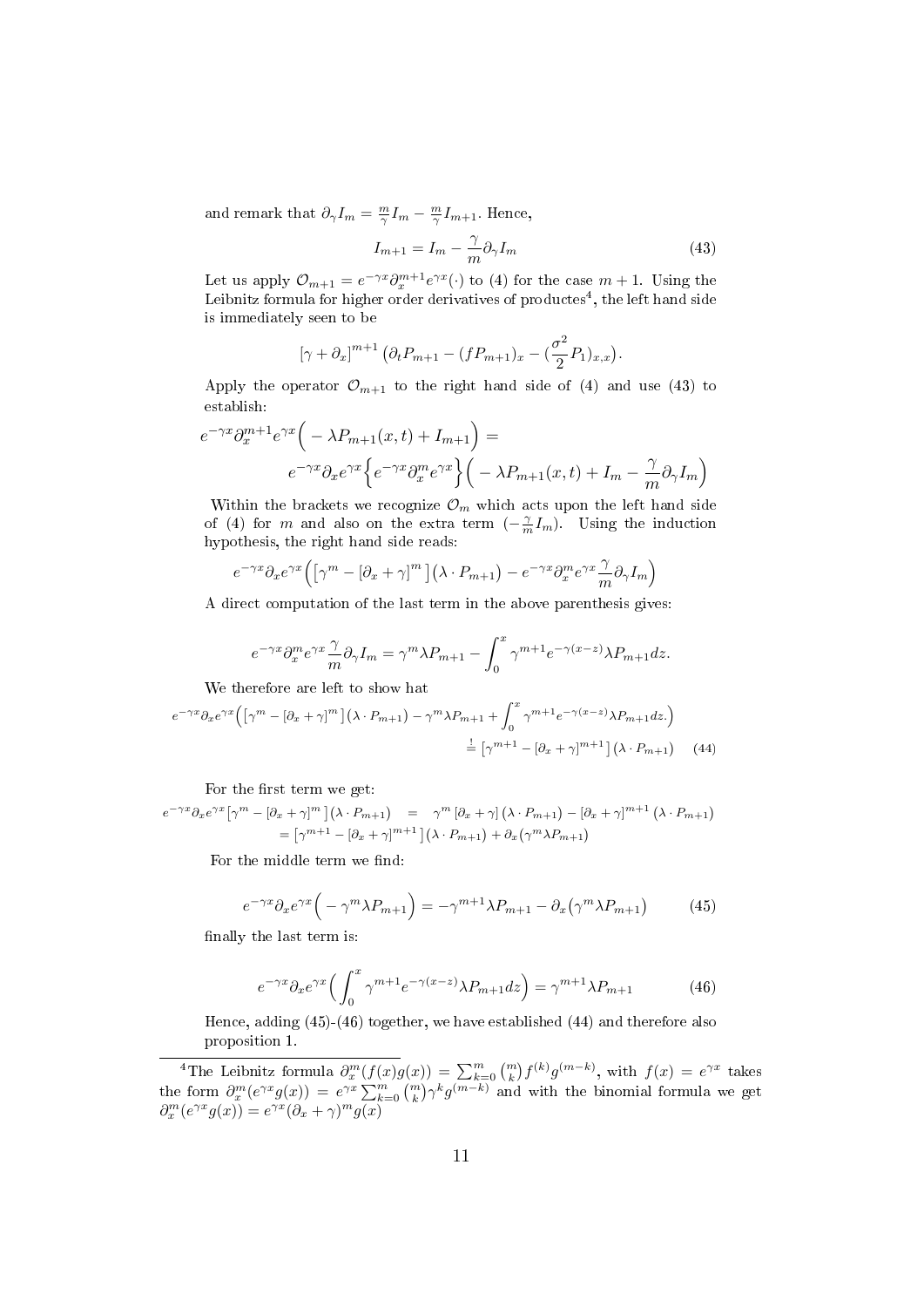and remark that $\partial_\gamma I_m = \frac{m}{\gamma} I_m - \frac{m}{\gamma} I_{m+1}$. Hence,

$$I_{m+1} = I_m - \frac{\gamma}{m}\partial_\gamma I_m \tag{43}$$

Let us apply $\mathcal{O}_{m+1} = e^{-\gamma x}\partial_x^{m+1} e^{\gamma x}(\cdot)$ to (4) for the case $m+1$. Using the Leibnitz formula for higher order derivatives of productes[4], the left hand side is immediately seen to be

$$[\gamma + \partial_x]^{m+1}\left(\partial_t P_{m+1} - (fP_{m+1})_x - (\frac{\sigma^2}{2}P_1)_{x,x}\right).$$

Apply the operator $\mathcal{O}_{m+1}$ to the right hand side of (4) and use (43) to establish:

$$\begin{aligned} e^{-\gamma x}\partial_x^{m+1} e^{\gamma x}\Big( - \lambda P_{m+1}(x,t) + I_{m+1}\Big) &= \\ e^{-\gamma x}\partial_x e^{\gamma x}\Big\{ e^{-\gamma x}\partial_x^m e^{\gamma x}\Big\}&\Big( -\lambda P_{m+1}(x,t) + I_m - \frac{\gamma}{m}\partial_\gamma I_m\Big) \end{aligned}$$

Within the brackets we recognize $\mathcal{O}_m$ which acts upon the left hand side of (4) for $m$ and also on the extra term $(-\frac{\gamma}{m}I_m)$. Using the induction hypothesis, the right hand side reads:

$$e^{-\gamma x}\partial_x e^{\gamma x}\Big(\left[\gamma^m - [\partial_x + \gamma]^m\right](\lambda \cdot P_{m+1}) - e^{-\gamma x}\partial_x^m e^{\gamma x}\frac{\gamma}{m}\partial_\gamma I_m\Big)$$

A direct computation of the last term in the above parenthesis gives:

$$e^{-\gamma x}\partial_x^m e^{\gamma x}\frac{\gamma}{m}\partial_\gamma I_m = \gamma^m \lambda P_{m+1} - \int_0^x \gamma^{m+1} e^{-\gamma(x-z)}\lambda P_{m+1} dz.$$

We therefore are left to show hat

$$\begin{aligned} e^{-\gamma x}\partial_x e^{\gamma x}\Big(\left[\gamma^m - [\partial_x + \gamma]^m\right](\lambda \cdot P_{m+1}) - \gamma^m \lambda P_{m+1} + \int_0^x \gamma^{m+1} e^{-\gamma(x-z)}\lambda P_{m+1} dz.\Big) \\ \stackrel{!}{=} \left[\gamma^{m+1} - [\partial_x + \gamma]^{m+1}\right](\lambda \cdot P_{m+1}) \end{aligned} \tag{44}$$

For the first term we get:

$$\begin{aligned} e^{-\gamma x}\partial_x e^{\gamma x}\left[\gamma^m - [\partial_x + \gamma]^m\right](\lambda \cdot P_{m+1}) &= \gamma^m [\partial_x + \gamma](\lambda \cdot P_{m+1}) - [\partial_x + \gamma]^{m+1}(\lambda \cdot P_{m+1}) \\ &= \left[\gamma^{m+1} - [\partial_x + \gamma]^{m+1}\right](\lambda \cdot P_{m+1}) + \partial_x\big(\gamma^m \lambda P_{m+1}\big) \end{aligned}$$

For the middle term we find:

$$e^{-\gamma x}\partial_x e^{\gamma x}\Big( - \gamma^m \lambda P_{m+1}\Big) = -\gamma^{m+1}\lambda P_{m+1} - \partial_x\big(\gamma^m \lambda P_{m+1}\big) \tag{45}$$

finally the last term is:

$$e^{-\gamma x}\partial_x e^{\gamma x}\Big(\int_0^x \gamma^{m+1} e^{-\gamma(x-z)}\lambda P_{m+1} dz\Big) = \gamma^{m+1}\lambda P_{m+1} \tag{46}$$

Hence, adding (45)-(46) together, we have established (44) and therefore also proposition 1.

---

[4] The Leibnitz formula $\partial_x^m(f(x)g(x)) = \sum_{k=0}^m \binom{m}{k} f^{(k)} g^{(m-k)}$, with $f(x) = e^{\gamma x}$ takes the form $\partial_x^m(e^{\gamma x}g(x)) = e^{\gamma x}\sum_{k=0}^m \binom{m}{k}\gamma^k g^{(m-k)}$ and with the binomial formula we get $\partial_x^m(e^{\gamma x}g(x)) = e^{\gamma x}(\partial_x + \gamma)^m g(x)$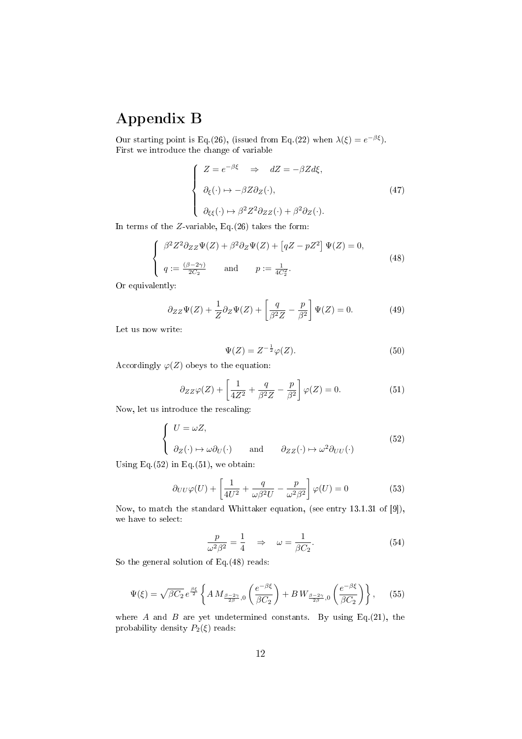# Appendix B

Our starting point is Eq.(26), (issued from Eq.(22) when $\lambda(\xi) = e^{-\beta\xi}$). First we introduce the change of variable

$$
\left\{
\begin{array}{l}
Z = e^{-\beta\xi} \quad \Rightarrow \quad dZ = -\beta Z d\xi, \\[2ex]
\partial_\xi(\cdot) \mapsto -\beta Z \partial_Z(\cdot), \\[2ex]
\partial_{\xi\xi}(\cdot) \mapsto \beta^2 Z^2 \partial_{ZZ}(\cdot) + \beta^2 \partial_Z(\cdot).
\end{array}
\right.
\tag{47}
$$

In terms of the $Z$-variable, Eq.(26) takes the form:

$$
\left\{
\begin{array}{l}
\beta^2 Z^2 \partial_{ZZ}\Psi(Z) + \beta^2 \partial_Z \Psi(Z) + \left[ qZ - pZ^2 \right] \Psi(Z) = 0, \\[2ex]
q := \frac{(\beta - 2\gamma)}{2C_2} \qquad \text{and} \qquad p := \frac{1}{4C_2^2}.
\end{array}
\right.
\tag{48}
$$

Or equivalently:

$$
\partial_{ZZ}\Psi(Z) + \frac{1}{Z}\partial_Z \Psi(Z) + \left[ \frac{q}{\beta^2 Z} - \frac{p}{\beta^2} \right] \Psi(Z) = 0. \tag{49}
$$

Let us now write:

$$
\Psi(Z) = Z^{-\frac{1}{2}} \varphi(Z). \tag{50}
$$

Accordingly $\varphi(Z)$ obeys to the equation:

$$
\partial_{ZZ}\varphi(Z) + \left[ \frac{1}{4Z^2} + \frac{q}{\beta^2 Z} - \frac{p}{\beta^2} \right] \varphi(Z) = 0. \tag{51}
$$

Now, let us introduce the rescaling:

$$
\left\{
\begin{array}{l}
U = \omega Z, \\[2ex]
\partial_Z(\cdot) \mapsto \omega \partial_U(\cdot) \qquad \text{and} \qquad \partial_{ZZ}(\cdot) \mapsto \omega^2 \partial_{UU}(\cdot)
\end{array}
\right.
\tag{52}
$$

Using Eq.(52) in Eq.(51), we obtain:

$$
\partial_{UU}\varphi(U) + \left[ \frac{1}{4U^2} + \frac{q}{\omega\beta^2 U} - \frac{p}{\omega^2\beta^2} \right] \varphi(U) = 0 \tag{53}
$$

Now, to match the standard Whittaker equation, (see entry 13.1.31 of [9]), we have to select:

$$
\frac{p}{\omega^2 \beta^2} = \frac{1}{4} \quad \Rightarrow \quad \omega = \frac{1}{\beta C_2}. \tag{54}
$$

So the general solution of Eq.(48) reads:

$$
\Psi(\xi) = \sqrt{\beta C_2}\, e^{\frac{\beta\xi}{2}} \left\{ A\, M_{\frac{\beta-2\gamma}{2\beta},0}\left( \frac{e^{-\beta\xi}}{\beta C_2} \right) + B\, W_{\frac{\beta-2\gamma}{2\beta},0}\left( \frac{e^{-\beta\xi}}{\beta C_2} \right) \right\}, \tag{55}
$$

where $A$ and $B$ are yet undetermined constants. By using Eq.(21), the probability density $P_2(\xi)$ reads: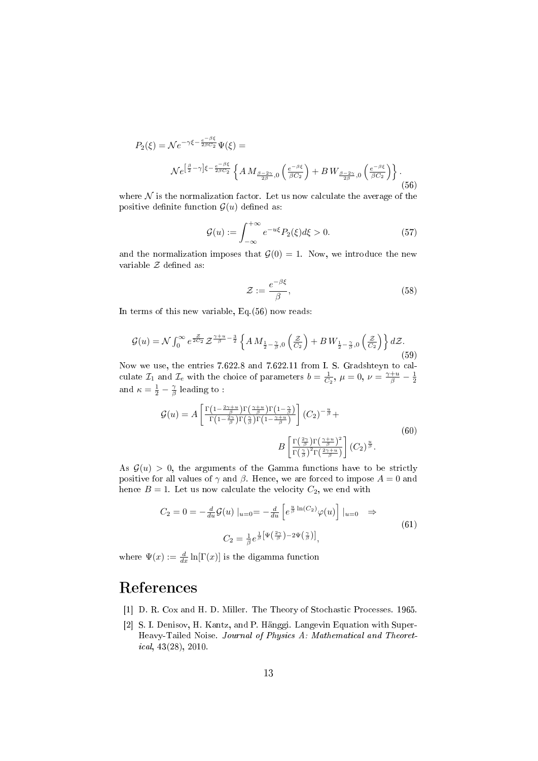$$
P_2(\xi) = \mathcal{N} e^{-\gamma\xi - \frac{e^{-\beta\xi}}{2\beta C_2}} \Psi(\xi) =
$$

$$
\mathcal{N} e^{\left[\frac{\beta}{2}-\gamma\right]\xi - \frac{e^{-\beta\xi}}{2\beta C_2}} \left\{ A\, M_{\frac{\beta-2\gamma}{2\beta},0}\left(\frac{e^{-\beta\xi}}{\beta C_2}\right) + B\, W_{\frac{\beta-2\gamma}{2\beta},0}\left(\frac{e^{-\beta\xi}}{\beta C_2}\right) \right\}. \tag{56}
$$

where $\mathcal{N}$ is the normalization factor. Let us now calculate the average of the positive definite function $\mathcal{G}(u)$ defined as:

$$
\mathcal{G}(u) := \int_{-\infty}^{+\infty} e^{-u\xi} P_2(\xi) d\xi > 0. \tag{57}
$$

and the normalization imposes that $\mathcal{G}(0) = 1$. Now, we introduce the new variable $\mathcal{Z}$ defined as:

$$
\mathcal{Z} := \frac{e^{-\beta\xi}}{\beta}, \tag{58}
$$

In terms of this new variable, Eq.(56) now reads:

$$
\mathcal{G}(u) = \mathcal{N} \int_0^\infty e^{\frac{\mathcal{Z}}{2C_2}} \mathcal{Z}^{\frac{\gamma+u}{\beta}-\frac{3}{2}} \left\{ A\, M_{\frac{1}{2}-\frac{\gamma}{\beta},0}\left(\frac{\mathcal{Z}}{C_2}\right) + B\, W_{\frac{1}{2}-\frac{\gamma}{\beta},0}\left(\frac{\mathcal{Z}}{C_2}\right) \right\} d\mathcal{Z}. \tag{59}
$$

Now we use, the entries 7.622.8 and 7.622.11 from I. S. Gradshteyn to calculate $\mathcal{I}_1$ and $\mathcal{I}_e$ with the choice of parameters $b = \frac{1}{C_2}$, $\mu = 0$, $\nu = \frac{\gamma+u}{\beta} - \frac{1}{2}$ and $\kappa = \frac{1}{2} - \frac{\gamma}{\beta}$ leading to :

$$
\begin{aligned}
\mathcal{G}(u) = A &\left[ \frac{\Gamma\left(1-\frac{2\gamma+u}{\beta}\right)\Gamma\left(\frac{\gamma+u}{\beta}\right)\Gamma\left(1-\frac{\gamma}{\beta}\right)}{\Gamma\left(1-\frac{2\gamma}{\beta}\right)\Gamma\left(\frac{\gamma}{\beta}\right)\Gamma\left(1-\frac{\gamma+u}{\beta}\right)} \right] (C_2)^{-\frac{u}{\beta}} + \\
&B \left[ \frac{\Gamma\left(\frac{2\gamma}{\beta}\right)\Gamma\left(\frac{\gamma+u}{\beta}\right)^2}{\Gamma\left(\frac{\gamma}{\beta}\right)^2\Gamma\left(\frac{2\gamma+u}{\beta}\right)} \right] (C_2)^{\frac{u}{\beta}}.
\end{aligned} \tag{60}
$$

As $\mathcal{G}(u) > 0$, the arguments of the Gamma functions have to be strictly positive for all values of $\gamma$ and $\beta$. Hence, we are forced to impose $A = 0$ and hence $B = 1$. Let us now calculate the velocity $C_2$, we end with

$$
\begin{aligned}
C_2 = 0 = -\frac{d}{du}\mathcal{G}(u)\mid_{u=0} = -\frac{d}{du}\left[e^{\frac{u}{\beta}\ln(C_2)}\varphi(u)\right]\mid_{u=0} \quad \Rightarrow \\
C_2 = \frac{1}{\beta} e^{\frac{1}{\beta}\left[\Psi\left(\frac{2\gamma}{\beta}\right) - 2\Psi\left(\frac{\gamma}{\beta}\right)\right]},
\end{aligned} \tag{61}
$$

where $\Psi(x) := \frac{d}{dx}\ln[\Gamma(x)]$ is the digamma function

# References

[1] D. R. Cox and H. D. Miller. The Theory of Stochastic Processes. 1965.

[2] S. I. Denisov, H. Kantz, and P. Hänggi. Langevin Equation with Super-Heavy-Tailed Noise. *Journal of Physics A: Mathematical and Theoretical*, 43(28), 2010.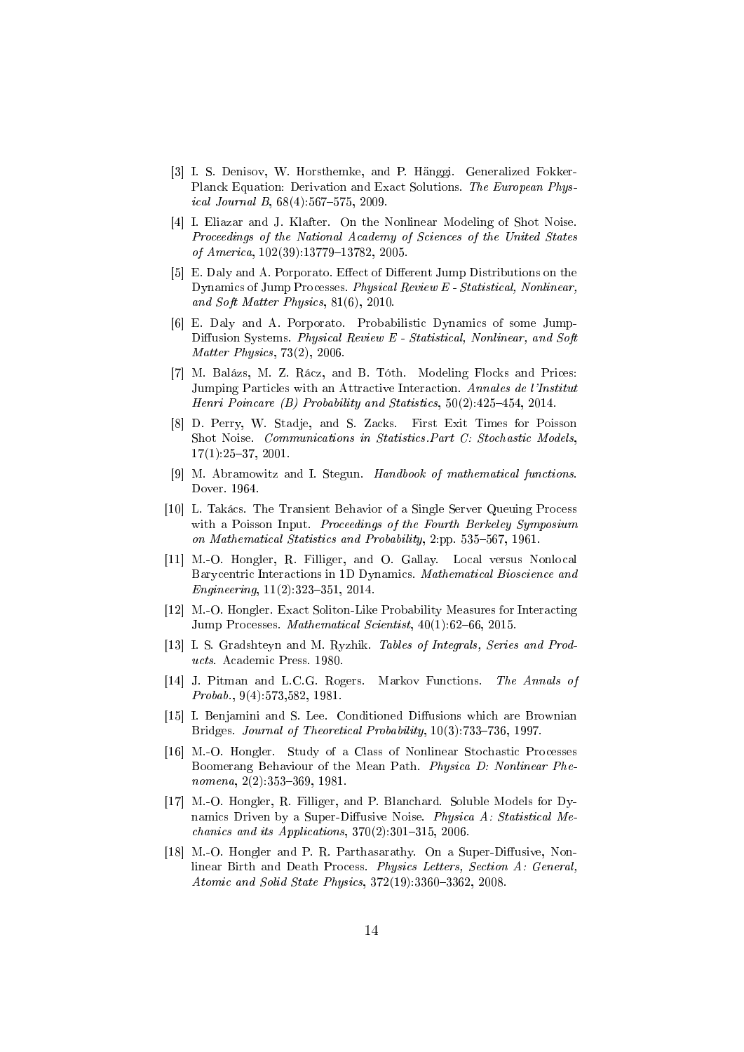[3] I. S. Denisov, W. Horsthemke, and P. Hänggi. Generalized Fokker-Planck Equation: Derivation and Exact Solutions. *The European Physical Journal B*, 68(4):567–575, 2009.

[4] I. Eliazar and J. Klafter. On the Nonlinear Modeling of Shot Noise. *Proceedings of the National Academy of Sciences of the United States of America*, 102(39):13779–13782, 2005.

[5] E. Daly and A. Porporato. Effect of Different Jump Distributions on the Dynamics of Jump Processes. *Physical Review E - Statistical, Nonlinear, and Soft Matter Physics*, 81(6), 2010.

[6] E. Daly and A. Porporato. Probabilistic Dynamics of some Jump-Diffusion Systems. *Physical Review E - Statistical, Nonlinear, and Soft Matter Physics*, 73(2), 2006.

[7] M. Balázs, M. Z. Rácz, and B. Tóth. Modeling Flocks and Prices: Jumping Particles with an Attractive Interaction. *Annales de l'Institut Henri Poincare (B) Probability and Statistics*, 50(2):425–454, 2014.

[8] D. Perry, W. Stadje, and S. Zacks. First Exit Times for Poisson Shot Noise. *Communications in Statistics.Part C: Stochastic Models*, 17(1):25–37, 2001.

[9] M. Abramowitz and I. Stegun. *Handbook of mathematical functions*. Dover. 1964.

[10] L. Takács. The Transient Behavior of a Single Server Queuing Process with a Poisson Input. *Proceedings of the Fourth Berkeley Symposium on Mathematical Statistics and Probability*, 2:pp. 535–567, 1961.

[11] M.-O. Hongler, R. Filliger, and O. Gallay. Local versus Nonlocal Barycentric Interactions in 1D Dynamics. *Mathematical Bioscience and Engineering*, 11(2):323–351, 2014.

[12] M.-O. Hongler. Exact Soliton-Like Probability Measures for Interacting Jump Processes. *Mathematical Scientist*, 40(1):62–66, 2015.

[13] I. S. Gradshteyn and M. Ryzhik. *Tables of Integrals, Series and Products*. Academic Press. 1980.

[14] J. Pitman and L.C.G. Rogers. Markov Functions. *The Annals of Probab.*, 9(4):573,582, 1981.

[15] I. Benjamini and S. Lee. Conditioned Diffusions which are Brownian Bridges. *Journal of Theoretical Probability*, 10(3):733–736, 1997.

[16] M.-O. Hongler. Study of a Class of Nonlinear Stochastic Processes Boomerang Behaviour of the Mean Path. *Physica D: Nonlinear Phenomena*, 2(2):353–369, 1981.

[17] M.-O. Hongler, R. Filliger, and P. Blanchard. Soluble Models for Dynamics Driven by a Super-Diffusive Noise. *Physica A: Statistical Mechanics and its Applications*, 370(2):301–315, 2006.

[18] M.-O. Hongler and P. R. Parthasarathy. On a Super-Diffusive, Nonlinear Birth and Death Process. *Physics Letters, Section A: General, Atomic and Solid State Physics*, 372(19):3360–3362, 2008.